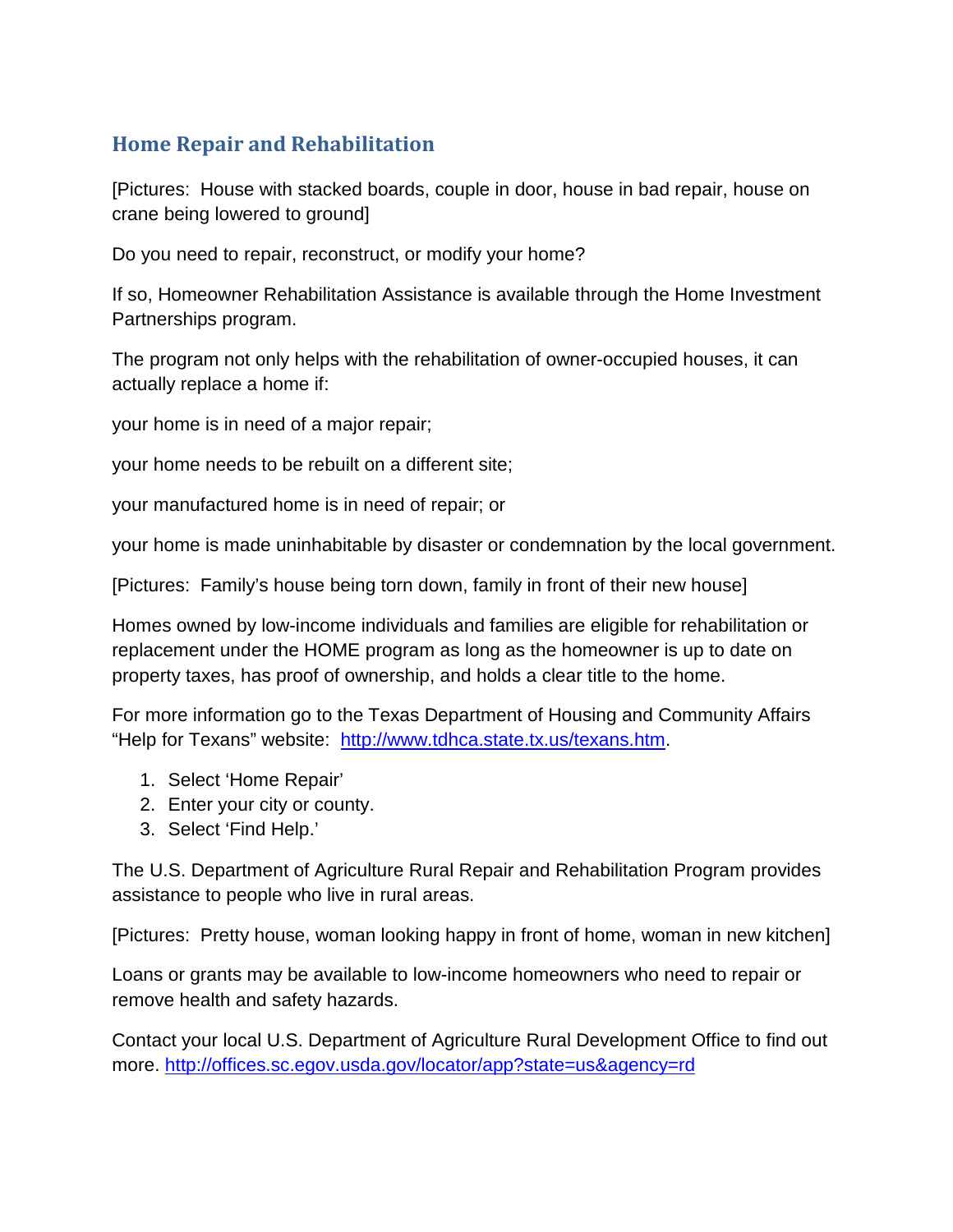## Home Repair and Rehabilitation

[Pictures: House with stacked boards, couple in door, house in bad repair, house on crane being lowered to ground]

Do you need to repair, reconstruct, or modify your home?

If so, Homeowner Rehabilitation Assistance is available through the Home Investment Partnerships program.

The program not only helps with the rehabilitation of owner-occupied houses, it can actually replace a home if:

your home is in need of a major repair;

your home needs to be rebuilt on a different site;

your manufactured home is in need of repair; or

your home is made uninhabitable by disaster or condemnation by the local government.

[Pictures: Family's house being torn down, family in front of their new house]

Homes owned by low-income individuals and families are eligible for rehabilitation or replacement under the HOME program as long as the homeowner is up to date on property taxes, has proof of ownership, and holds a clear title to the home.

For more information go to the Texas Department of Housing and Community Affairs "Help for Texans" website: [http://www.tdhca.state.tx.us/texans.htm](http://www.tdhca.state.tx.us/texans.htm).

1. Select 'Home Repair'
2. Enter your city or county.
3. Select 'Find Help.'

The U.S. Department of Agriculture Rural Repair and Rehabilitation Program provides assistance to people who live in rural areas.

[Pictures: Pretty house, woman looking happy in front of home, woman in new kitchen]

Loans or grants may be available to low-income homeowners who need to repair or remove health and safety hazards.

Contact your local U.S. Department of Agriculture Rural Development Office to find out more. [http://offices.sc.egov.usda.gov/locator/app?state=us&agency=rd](http://offices.sc.egov.usda.gov/locator/app?state=us&agency=rd)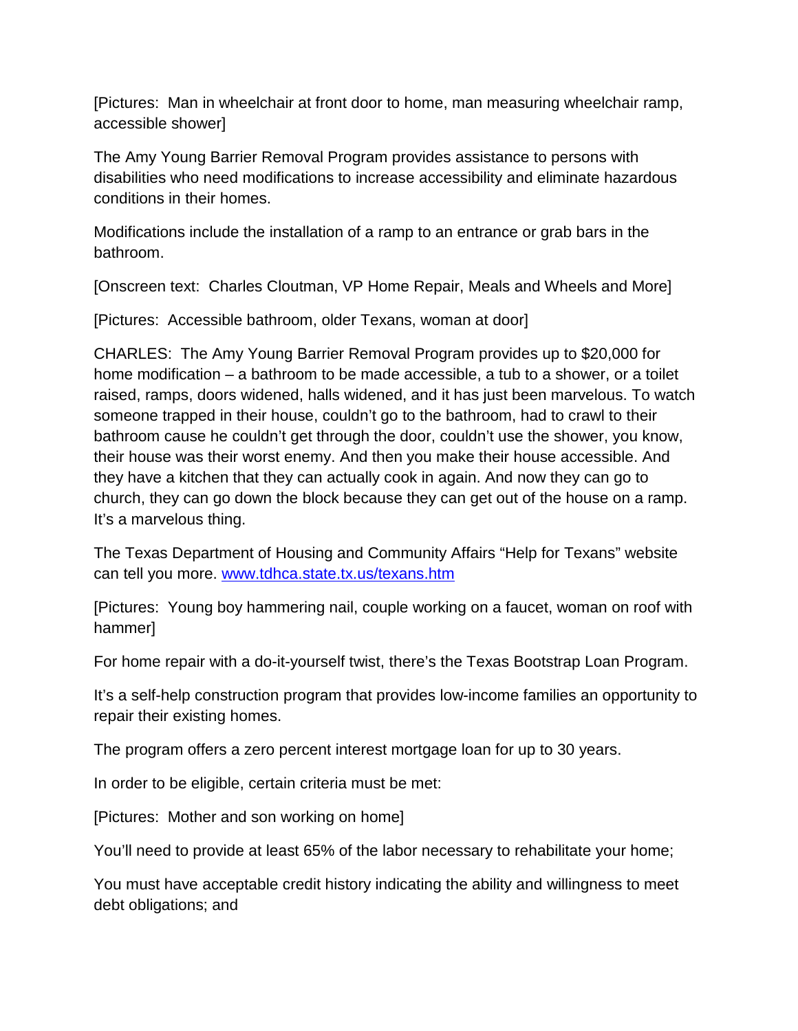[Pictures: Man in wheelchair at front door to home, man measuring wheelchair ramp, accessible shower]

The Amy Young Barrier Removal Program provides assistance to persons with disabilities who need modifications to increase accessibility and eliminate hazardous conditions in their homes.

Modifications include the installation of a ramp to an entrance or grab bars in the bathroom.

[Onscreen text: Charles Cloutman, VP Home Repair, Meals and Wheels and More]

[Pictures: Accessible bathroom, older Texans, woman at door]

CHARLES: The Amy Young Barrier Removal Program provides up to $20,000 for home modification – a bathroom to be made accessible, a tub to a shower, or a toilet raised, ramps, doors widened, halls widened, and it has just been marvelous. To watch someone trapped in their house, couldn't go to the bathroom, had to crawl to their bathroom cause he couldn't get through the door, couldn't use the shower, you know, their house was their worst enemy. And then you make their house accessible. And they have a kitchen that they can actually cook in again. And now they can go to church, they can go down the block because they can get out of the house on a ramp. It's a marvelous thing.

The Texas Department of Housing and Community Affairs "Help for Texans" website can tell you more. [www.tdhca.state.tx.us/texans.htm](www.tdhca.state.tx.us/texans.htm)

[Pictures: Young boy hammering nail, couple working on a faucet, woman on roof with hammer]

For home repair with a do-it-yourself twist, there's the Texas Bootstrap Loan Program.

It's a self-help construction program that provides low-income families an opportunity to repair their existing homes.

The program offers a zero percent interest mortgage loan for up to 30 years.

In order to be eligible, certain criteria must be met:

[Pictures: Mother and son working on home]

You'll need to provide at least 65% of the labor necessary to rehabilitate your home;

You must have acceptable credit history indicating the ability and willingness to meet debt obligations; and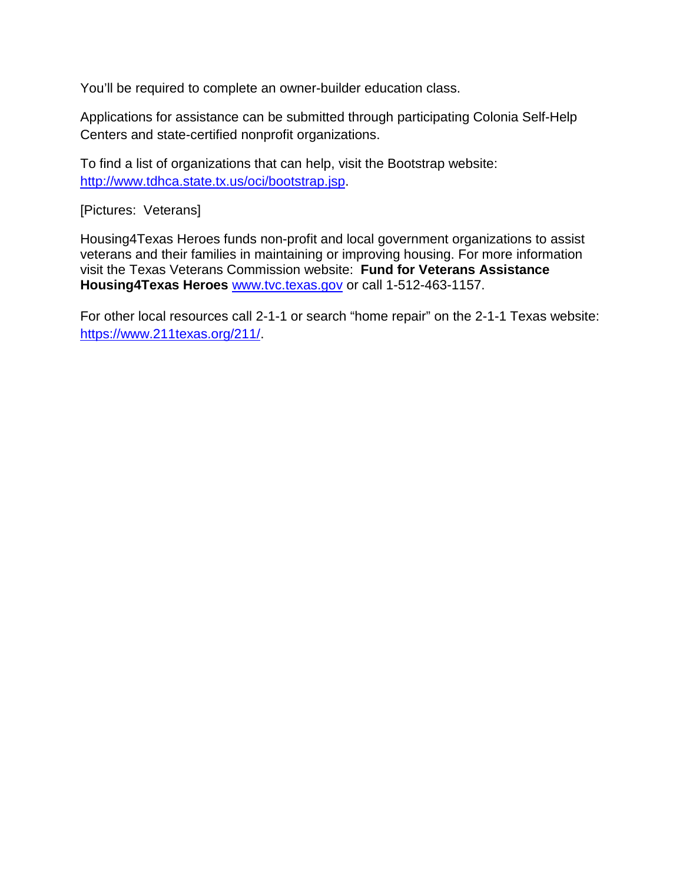You'll be required to complete an owner-builder education class.

Applications for assistance can be submitted through participating Colonia Self-Help Centers and state-certified nonprofit organizations.

To find a list of organizations that can help, visit the Bootstrap website: [http://www.tdhca.state.tx.us/oci/bootstrap.jsp](http://www.tdhca.state.tx.us/oci/bootstrap.jsp).

[Pictures: Veterans]

Housing4Texas Heroes funds non-profit and local government organizations to assist veterans and their families in maintaining or improving housing. For more information visit the Texas Veterans Commission website: **Fund for Veterans Assistance Housing4Texas Heroes** [www.tvc.texas.gov](http://www.tvc.texas.gov) or call 1-512-463-1157.

For other local resources call 2-1-1 or search "home repair" on the 2-1-1 Texas website: [https://www.211texas.org/211/](https://www.211texas.org/211/).